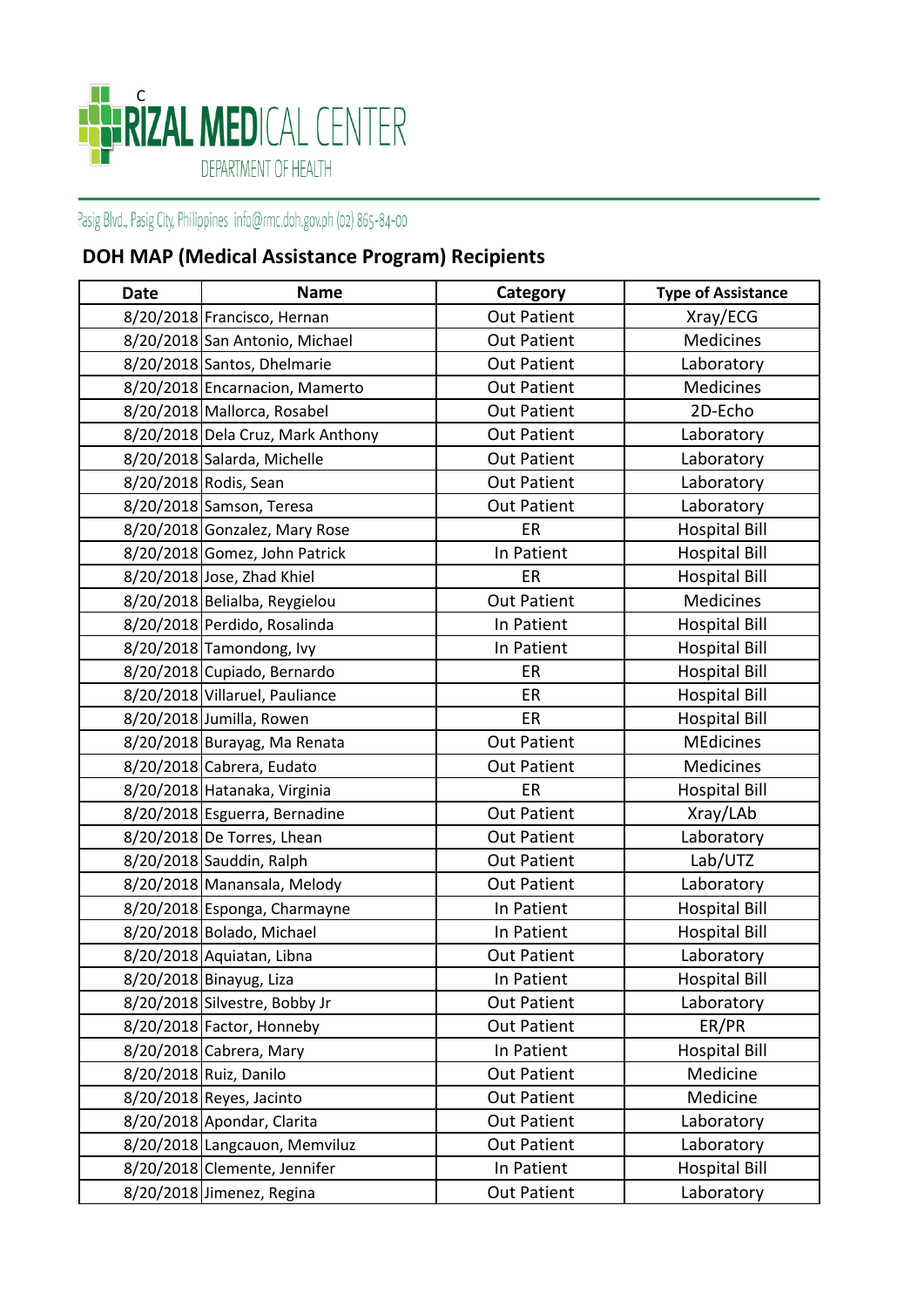# RIZAL MEDICAL CENTER

DEPARTMENT OF HEALTH

Pasig Blvd., Pasig City, Philippines info@rmc.doh.gov.ph (02) 865-84-00

## DOH MAP (Medical Assistance Program) Recipients

| Date | Name | Category | Type of Assistance |
|---|---|---|---|
| 8/20/2018 | Francisco, Hernan | Out Patient | Xray/ECG |
| 8/20/2018 | San Antonio, Michael | Out Patient | Medicines |
| 8/20/2018 | Santos, Dhelmarie | Out Patient | Laboratory |
| 8/20/2018 | Encarnacion, Mamerto | Out Patient | Medicines |
| 8/20/2018 | Mallorca, Rosabel | Out Patient | 2D-Echo |
| 8/20/2018 | Dela Cruz, Mark Anthony | Out Patient | Laboratory |
| 8/20/2018 | Salarda, Michelle | Out Patient | Laboratory |
| 8/20/2018 | Rodis, Sean | Out Patient | Laboratory |
| 8/20/2018 | Samson, Teresa | Out Patient | Laboratory |
| 8/20/2018 | Gonzalez, Mary Rose | ER | Hospital Bill |
| 8/20/2018 | Gomez, John Patrick | In Patient | Hospital Bill |
| 8/20/2018 | Jose, Zhad Khiel | ER | Hospital Bill |
| 8/20/2018 | Belialba, Reygielou | Out Patient | Medicines |
| 8/20/2018 | Perdido, Rosalinda | In Patient | Hospital Bill |
| 8/20/2018 | Tamondong, Ivy | In Patient | Hospital Bill |
| 8/20/2018 | Cupiado, Bernardo | ER | Hospital Bill |
| 8/20/2018 | Villaruel, Pauliance | ER | Hospital Bill |
| 8/20/2018 | Jumilla, Rowen | ER | Hospital Bill |
| 8/20/2018 | Burayag, Ma Renata | Out Patient | MEdicines |
| 8/20/2018 | Cabrera, Eudato | Out Patient | Medicines |
| 8/20/2018 | Hatanaka, Virginia | ER | Hospital Bill |
| 8/20/2018 | Esguerra, Bernadine | Out Patient | Xray/LAb |
| 8/20/2018 | De Torres, Lhean | Out Patient | Laboratory |
| 8/20/2018 | Sauddin, Ralph | Out Patient | Lab/UTZ |
| 8/20/2018 | Manansala, Melody | Out Patient | Laboratory |
| 8/20/2018 | Esponga, Charmayne | In Patient | Hospital Bill |
| 8/20/2018 | Bolado, Michael | In Patient | Hospital Bill |
| 8/20/2018 | Aquiatan, Libna | Out Patient | Laboratory |
| 8/20/2018 | Binayug, Liza | In Patient | Hospital Bill |
| 8/20/2018 | Silvestre, Bobby Jr | Out Patient | Laboratory |
| 8/20/2018 | Factor, Honneby | Out Patient | ER/PR |
| 8/20/2018 | Cabrera, Mary | In Patient | Hospital Bill |
| 8/20/2018 | Ruiz, Danilo | Out Patient | Medicine |
| 8/20/2018 | Reyes, Jacinto | Out Patient | Medicine |
| 8/20/2018 | Apondar, Clarita | Out Patient | Laboratory |
| 8/20/2018 | Langcauon, Memviluz | Out Patient | Laboratory |
| 8/20/2018 | Clemente, Jennifer | In Patient | Hospital Bill |
| 8/20/2018 | Jimenez, Regina | Out Patient | Laboratory |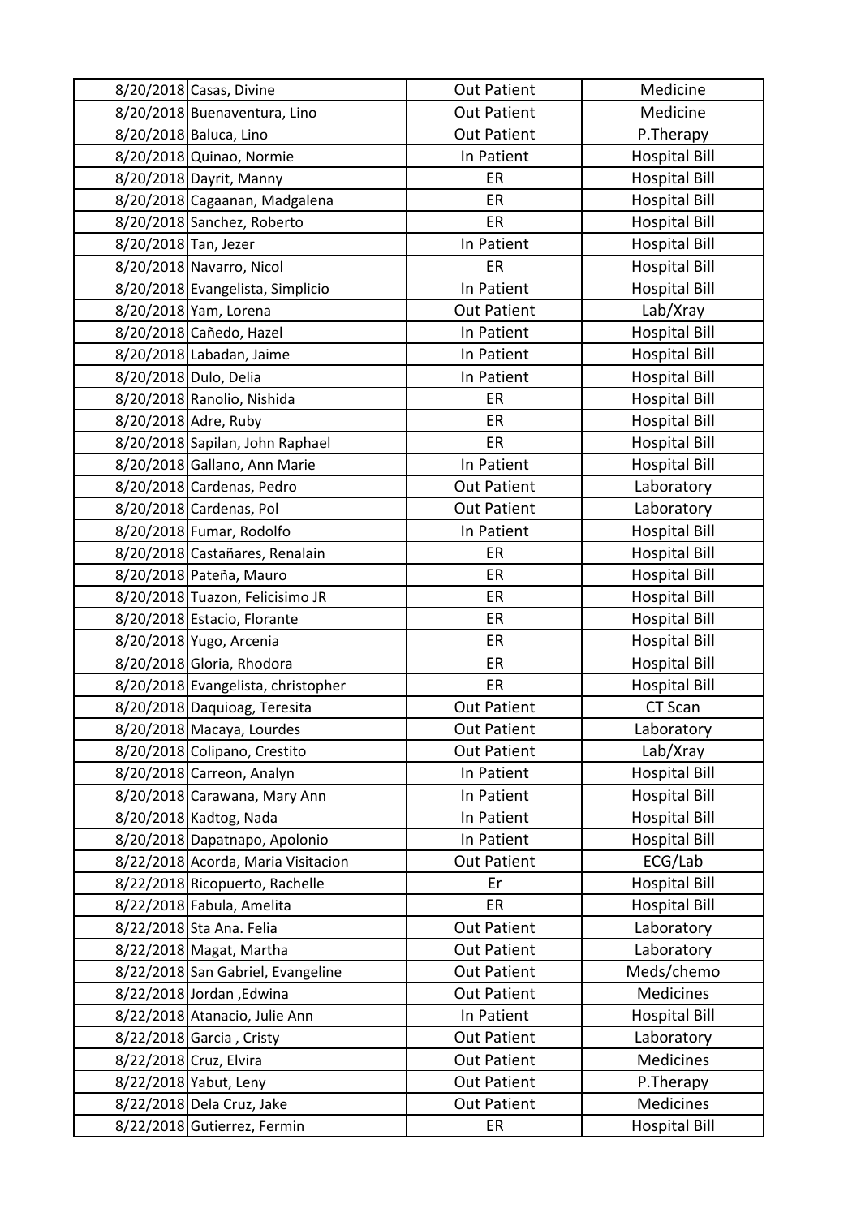| | | | |
|---|---|---|---|
| 8/20/2018 | Casas, Divine | Out Patient | Medicine |
| 8/20/2018 | Buenaventura, Lino | Out Patient | Medicine |
| 8/20/2018 | Baluca, Lino | Out Patient | P.Therapy |
| 8/20/2018 | Quinao, Normie | In Patient | Hospital Bill |
| 8/20/2018 | Dayrit, Manny | ER | Hospital Bill |
| 8/20/2018 | Cagaanan, Madgalena | ER | Hospital Bill |
| 8/20/2018 | Sanchez, Roberto | ER | Hospital Bill |
| 8/20/2018 | Tan, Jezer | In Patient | Hospital Bill |
| 8/20/2018 | Navarro, Nicol | ER | Hospital Bill |
| 8/20/2018 | Evangelista, Simplicio | In Patient | Hospital Bill |
| 8/20/2018 | Yam, Lorena | Out Patient | Lab/Xray |
| 8/20/2018 | Cañedo, Hazel | In Patient | Hospital Bill |
| 8/20/2018 | Labadan, Jaime | In Patient | Hospital Bill |
| 8/20/2018 | Dulo, Delia | In Patient | Hospital Bill |
| 8/20/2018 | Ranolio, Nishida | ER | Hospital Bill |
| 8/20/2018 | Adre, Ruby | ER | Hospital Bill |
| 8/20/2018 | Sapilan, John Raphael | ER | Hospital Bill |
| 8/20/2018 | Gallano, Ann Marie | In Patient | Hospital Bill |
| 8/20/2018 | Cardenas, Pedro | Out Patient | Laboratory |
| 8/20/2018 | Cardenas, Pol | Out Patient | Laboratory |
| 8/20/2018 | Fumar, Rodolfo | In Patient | Hospital Bill |
| 8/20/2018 | Castañares, Renalain | ER | Hospital Bill |
| 8/20/2018 | Pateña, Mauro | ER | Hospital Bill |
| 8/20/2018 | Tuazon, Felicisimo JR | ER | Hospital Bill |
| 8/20/2018 | Estacio, Florante | ER | Hospital Bill |
| 8/20/2018 | Yugo, Arcenia | ER | Hospital Bill |
| 8/20/2018 | Gloria, Rhodora | ER | Hospital Bill |
| 8/20/2018 | Evangelista, christopher | ER | Hospital Bill |
| 8/20/2018 | Daquioag, Teresita | Out Patient | CT Scan |
| 8/20/2018 | Macaya, Lourdes | Out Patient | Laboratory |
| 8/20/2018 | Colipano, Crestito | Out Patient | Lab/Xray |
| 8/20/2018 | Carreon, Analyn | In Patient | Hospital Bill |
| 8/20/2018 | Carawana, Mary Ann | In Patient | Hospital Bill |
| 8/20/2018 | Kadtog, Nada | In Patient | Hospital Bill |
| 8/20/2018 | Dapatnapo, Apolonio | In Patient | Hospital Bill |
| 8/22/2018 | Acorda, Maria Visitacion | Out Patient | ECG/Lab |
| 8/22/2018 | Ricopuerto, Rachelle | Er | Hospital Bill |
| 8/22/2018 | Fabula, Amelita | ER | Hospital Bill |
| 8/22/2018 | Sta Ana. Felia | Out Patient | Laboratory |
| 8/22/2018 | Magat, Martha | Out Patient | Laboratory |
| 8/22/2018 | San Gabriel, Evangeline | Out Patient | Meds/chemo |
| 8/22/2018 | Jordan ,Edwina | Out Patient | Medicines |
| 8/22/2018 | Atanacio, Julie Ann | In Patient | Hospital Bill |
| 8/22/2018 | Garcia , Cristy | Out Patient | Laboratory |
| 8/22/2018 | Cruz, Elvira | Out Patient | Medicines |
| 8/22/2018 | Yabut, Leny | Out Patient | P.Therapy |
| 8/22/2018 | Dela Cruz, Jake | Out Patient | Medicines |
| 8/22/2018 | Gutierrez, Fermin | ER | Hospital Bill |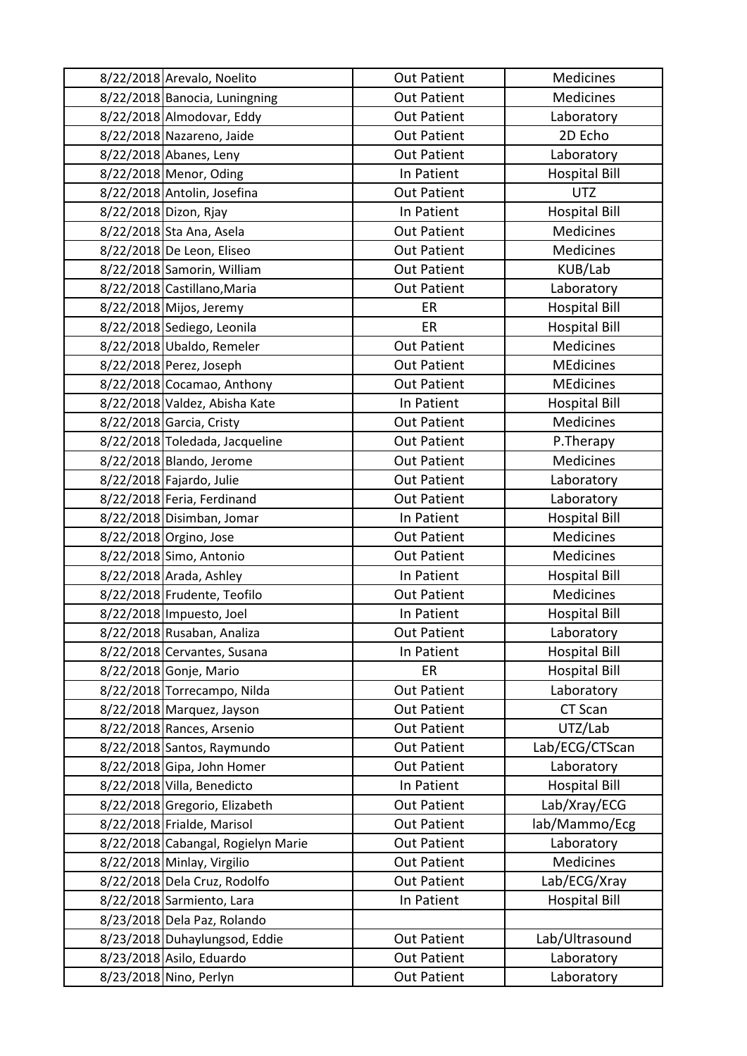| | | | |
|---|---|---|---|
| 8/22/2018 | Arevalo, Noelito | Out Patient | Medicines |
| 8/22/2018 | Banocia, Luningning | Out Patient | Medicines |
| 8/22/2018 | Almodovar, Eddy | Out Patient | Laboratory |
| 8/22/2018 | Nazareno, Jaide | Out Patient | 2D Echo |
| 8/22/2018 | Abanes, Leny | Out Patient | Laboratory |
| 8/22/2018 | Menor, Oding | In Patient | Hospital Bill |
| 8/22/2018 | Antolin, Josefina | Out Patient | UTZ |
| 8/22/2018 | Dizon, Rjay | In Patient | Hospital Bill |
| 8/22/2018 | Sta Ana, Asela | Out Patient | Medicines |
| 8/22/2018 | De Leon, Eliseo | Out Patient | Medicines |
| 8/22/2018 | Samorin, William | Out Patient | KUB/Lab |
| 8/22/2018 | Castillano,Maria | Out Patient | Laboratory |
| 8/22/2018 | Mijos, Jeremy | ER | Hospital Bill |
| 8/22/2018 | Sediego, Leonila | ER | Hospital Bill |
| 8/22/2018 | Ubaldo, Remeler | Out Patient | Medicines |
| 8/22/2018 | Perez, Joseph | Out Patient | MEdicines |
| 8/22/2018 | Cocamao, Anthony | Out Patient | MEdicines |
| 8/22/2018 | Valdez, Abisha Kate | In Patient | Hospital Bill |
| 8/22/2018 | Garcia, Cristy | Out Patient | Medicines |
| 8/22/2018 | Toledada, Jacqueline | Out Patient | P.Therapy |
| 8/22/2018 | Blando, Jerome | Out Patient | Medicines |
| 8/22/2018 | Fajardo, Julie | Out Patient | Laboratory |
| 8/22/2018 | Feria, Ferdinand | Out Patient | Laboratory |
| 8/22/2018 | Disimban, Jomar | In Patient | Hospital Bill |
| 8/22/2018 | Orgino, Jose | Out Patient | Medicines |
| 8/22/2018 | Simo, Antonio | Out Patient | Medicines |
| 8/22/2018 | Arada, Ashley | In Patient | Hospital Bill |
| 8/22/2018 | Frudente, Teofilo | Out Patient | Medicines |
| 8/22/2018 | Impuesto, Joel | In Patient | Hospital Bill |
| 8/22/2018 | Rusaban, Analiza | Out Patient | Laboratory |
| 8/22/2018 | Cervantes, Susana | In Patient | Hospital Bill |
| 8/22/2018 | Gonje, Mario | ER | Hospital Bill |
| 8/22/2018 | Torrecampo, Nilda | Out Patient | Laboratory |
| 8/22/2018 | Marquez, Jayson | Out Patient | CT Scan |
| 8/22/2018 | Rances, Arsenio | Out Patient | UTZ/Lab |
| 8/22/2018 | Santos, Raymundo | Out Patient | Lab/ECG/CTScan |
| 8/22/2018 | Gipa, John Homer | Out Patient | Laboratory |
| 8/22/2018 | Villa, Benedicto | In Patient | Hospital Bill |
| 8/22/2018 | Gregorio, Elizabeth | Out Patient | Lab/Xray/ECG |
| 8/22/2018 | Frialde, Marisol | Out Patient | lab/Mammo/Ecg |
| 8/22/2018 | Cabangal, Rogielyn Marie | Out Patient | Laboratory |
| 8/22/2018 | Minlay, Virgilio | Out Patient | Medicines |
| 8/22/2018 | Dela Cruz, Rodolfo | Out Patient | Lab/ECG/Xray |
| 8/22/2018 | Sarmiento, Lara | In Patient | Hospital Bill |
| 8/23/2018 | Dela Paz, Rolando | | |
| 8/23/2018 | Duhaylungsod, Eddie | Out Patient | Lab/Ultrasound |
| 8/23/2018 | Asilo, Eduardo | Out Patient | Laboratory |
| 8/23/2018 | Nino, Perlyn | Out Patient | Laboratory |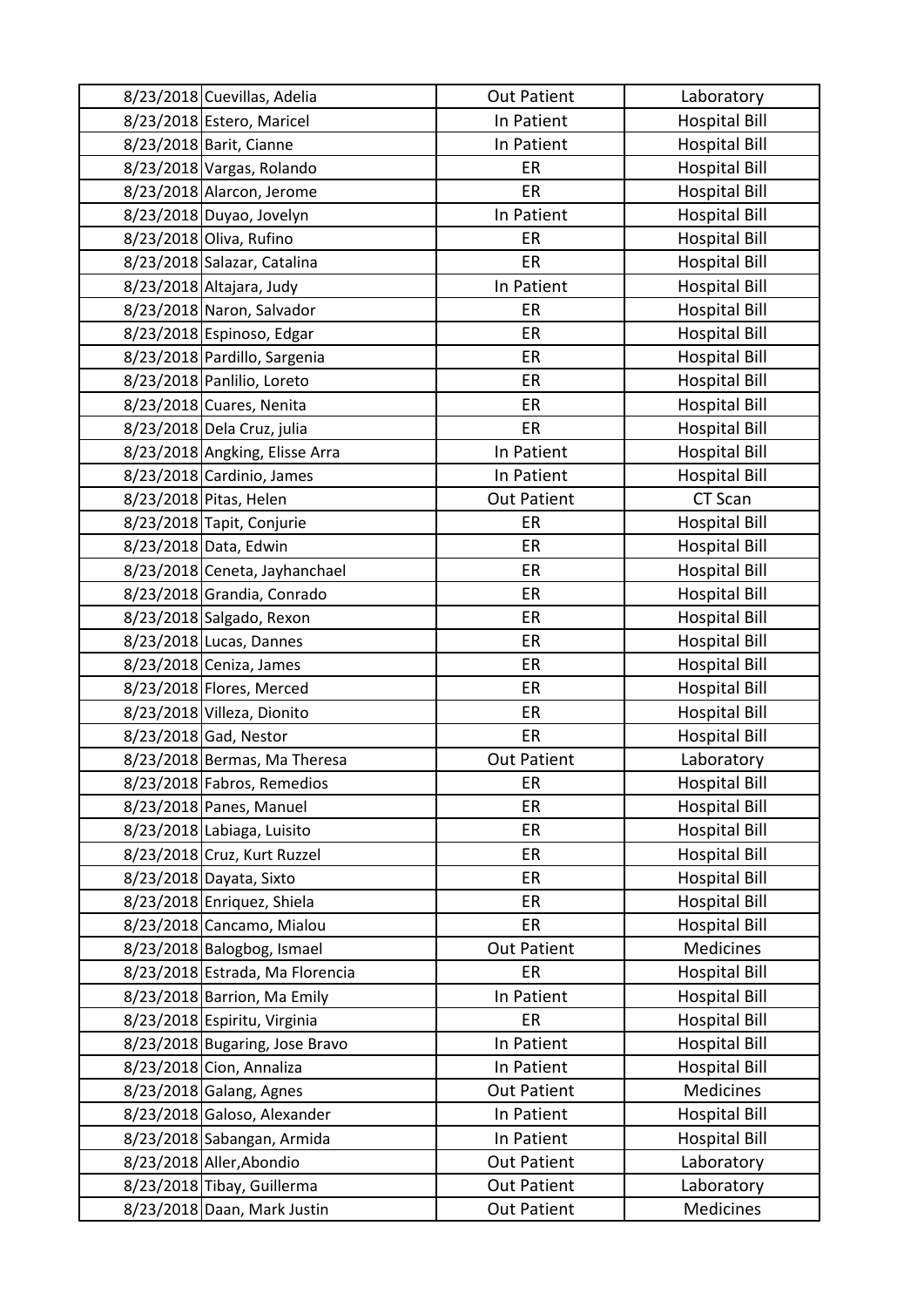| | | | |
|---|---|---|---|
| 8/23/2018 | Cuevillas, Adelia | Out Patient | Laboratory |
| 8/23/2018 | Estero, Maricel | In Patient | Hospital Bill |
| 8/23/2018 | Barit, Cianne | In Patient | Hospital Bill |
| 8/23/2018 | Vargas, Rolando | ER | Hospital Bill |
| 8/23/2018 | Alarcon, Jerome | ER | Hospital Bill |
| 8/23/2018 | Duyao, Jovelyn | In Patient | Hospital Bill |
| 8/23/2018 | Oliva, Rufino | ER | Hospital Bill |
| 8/23/2018 | Salazar, Catalina | ER | Hospital Bill |
| 8/23/2018 | Altajara, Judy | In Patient | Hospital Bill |
| 8/23/2018 | Naron, Salvador | ER | Hospital Bill |
| 8/23/2018 | Espinoso, Edgar | ER | Hospital Bill |
| 8/23/2018 | Pardillo, Sargenia | ER | Hospital Bill |
| 8/23/2018 | Panlilio, Loreto | ER | Hospital Bill |
| 8/23/2018 | Cuares, Nenita | ER | Hospital Bill |
| 8/23/2018 | Dela Cruz, julia | ER | Hospital Bill |
| 8/23/2018 | Angking, Elisse Arra | In Patient | Hospital Bill |
| 8/23/2018 | Cardinio, James | In Patient | Hospital Bill |
| 8/23/2018 | Pitas, Helen | Out Patient | CT Scan |
| 8/23/2018 | Tapit, Conjurie | ER | Hospital Bill |
| 8/23/2018 | Data, Edwin | ER | Hospital Bill |
| 8/23/2018 | Ceneta, Jayhanchael | ER | Hospital Bill |
| 8/23/2018 | Grandia, Conrado | ER | Hospital Bill |
| 8/23/2018 | Salgado, Rexon | ER | Hospital Bill |
| 8/23/2018 | Lucas, Dannes | ER | Hospital Bill |
| 8/23/2018 | Ceniza, James | ER | Hospital Bill |
| 8/23/2018 | Flores, Merced | ER | Hospital Bill |
| 8/23/2018 | Villeza, Dionito | ER | Hospital Bill |
| 8/23/2018 | Gad, Nestor | ER | Hospital Bill |
| 8/23/2018 | Bermas, Ma Theresa | Out Patient | Laboratory |
| 8/23/2018 | Fabros, Remedios | ER | Hospital Bill |
| 8/23/2018 | Panes, Manuel | ER | Hospital Bill |
| 8/23/2018 | Labiaga, Luisito | ER | Hospital Bill |
| 8/23/2018 | Cruz, Kurt Ruzzel | ER | Hospital Bill |
| 8/23/2018 | Dayata, Sixto | ER | Hospital Bill |
| 8/23/2018 | Enriquez, Shiela | ER | Hospital Bill |
| 8/23/2018 | Cancamo, Mialou | ER | Hospital Bill |
| 8/23/2018 | Balogbog, Ismael | Out Patient | Medicines |
| 8/23/2018 | Estrada, Ma Florencia | ER | Hospital Bill |
| 8/23/2018 | Barrion, Ma Emily | In Patient | Hospital Bill |
| 8/23/2018 | Espiritu, Virginia | ER | Hospital Bill |
| 8/23/2018 | Bugaring, Jose Bravo | In Patient | Hospital Bill |
| 8/23/2018 | Cion, Annaliza | In Patient | Hospital Bill |
| 8/23/2018 | Galang, Agnes | Out Patient | Medicines |
| 8/23/2018 | Galoso, Alexander | In Patient | Hospital Bill |
| 8/23/2018 | Sabangan, Armida | In Patient | Hospital Bill |
| 8/23/2018 | Aller,Abondio | Out Patient | Laboratory |
| 8/23/2018 | Tibay, Guillerma | Out Patient | Laboratory |
| 8/23/2018 | Daan, Mark Justin | Out Patient | Medicines |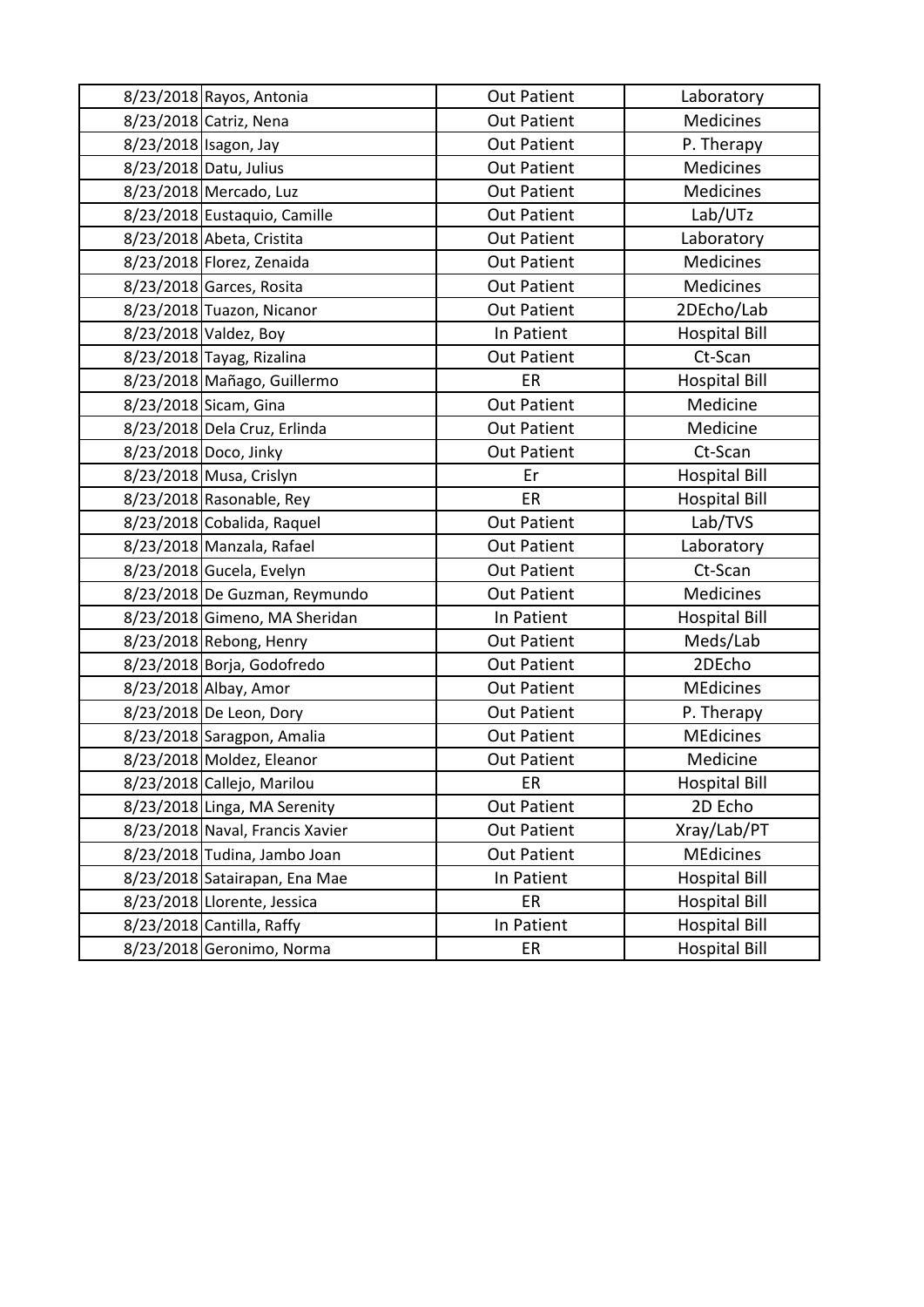| | | | |
|---|---|---|---|
| 8/23/2018 | Rayos, Antonia | Out Patient | Laboratory |
| 8/23/2018 | Catriz, Nena | Out Patient | Medicines |
| 8/23/2018 | Isagon, Jay | Out Patient | P. Therapy |
| 8/23/2018 | Datu, Julius | Out Patient | Medicines |
| 8/23/2018 | Mercado, Luz | Out Patient | Medicines |
| 8/23/2018 | Eustaquio, Camille | Out Patient | Lab/UTz |
| 8/23/2018 | Abeta, Cristita | Out Patient | Laboratory |
| 8/23/2018 | Florez, Zenaida | Out Patient | Medicines |
| 8/23/2018 | Garces, Rosita | Out Patient | Medicines |
| 8/23/2018 | Tuazon, Nicanor | Out Patient | 2DEcho/Lab |
| 8/23/2018 | Valdez, Boy | In Patient | Hospital Bill |
| 8/23/2018 | Tayag, Rizalina | Out Patient | Ct-Scan |
| 8/23/2018 | Mañago, Guillermo | ER | Hospital Bill |
| 8/23/2018 | Sicam, Gina | Out Patient | Medicine |
| 8/23/2018 | Dela Cruz, Erlinda | Out Patient | Medicine |
| 8/23/2018 | Doco, Jinky | Out Patient | Ct-Scan |
| 8/23/2018 | Musa, Crislyn | Er | Hospital Bill |
| 8/23/2018 | Rasonable, Rey | ER | Hospital Bill |
| 8/23/2018 | Cobalida, Raquel | Out Patient | Lab/TVS |
| 8/23/2018 | Manzala, Rafael | Out Patient | Laboratory |
| 8/23/2018 | Gucela, Evelyn | Out Patient | Ct-Scan |
| 8/23/2018 | De Guzman, Reymundo | Out Patient | Medicines |
| 8/23/2018 | Gimeno, MA Sheridan | In Patient | Hospital Bill |
| 8/23/2018 | Rebong, Henry | Out Patient | Meds/Lab |
| 8/23/2018 | Borja, Godofredo | Out Patient | 2DEcho |
| 8/23/2018 | Albay, Amor | Out Patient | MEdicines |
| 8/23/2018 | De Leon, Dory | Out Patient | P. Therapy |
| 8/23/2018 | Saragpon, Amalia | Out Patient | MEdicines |
| 8/23/2018 | Moldez, Eleanor | Out Patient | Medicine |
| 8/23/2018 | Callejo, Marilou | ER | Hospital Bill |
| 8/23/2018 | Linga, MA Serenity | Out Patient | 2D Echo |
| 8/23/2018 | Naval, Francis Xavier | Out Patient | Xray/Lab/PT |
| 8/23/2018 | Tudina, Jambo Joan | Out Patient | MEdicines |
| 8/23/2018 | Satairapan, Ena Mae | In Patient | Hospital Bill |
| 8/23/2018 | Llorente, Jessica | ER | Hospital Bill |
| 8/23/2018 | Cantilla, Raffy | In Patient | Hospital Bill |
| 8/23/2018 | Geronimo, Norma | ER | Hospital Bill |